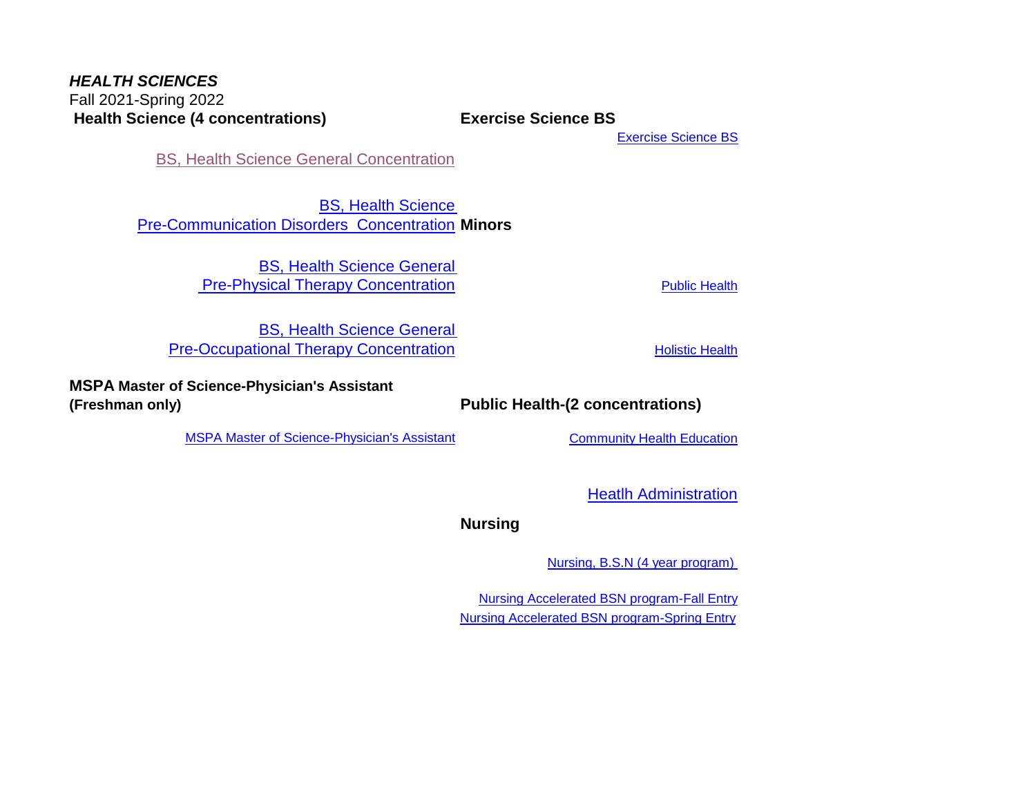***HEALTH SCIENCES***

Fall 2021-Spring 2022

**Health Science (4 concentrations)**

BS, Health Science General Concentration

BS, Health Science Pre-Communication Disorders Concentration

BS, Health Science General Pre-Physical Therapy Concentration

BS, Health Science General Pre-Occupational Therapy Concentration

**MSPA Master of Science-Physician's Assistant (Freshman only)**

MSPA Master of Science-Physician's Assistant

**Exercise Science BS**

Exercise Science BS

**Minors**

Public Health

Holistic Health

**Public Health-(2 concentrations)**

Community Health Education

Heatlh Administration

**Nursing**

Nursing, B.S.N (4 year program)

Nursing Accelerated BSN program-Fall Entry

Nursing Accelerated BSN program-Spring Entry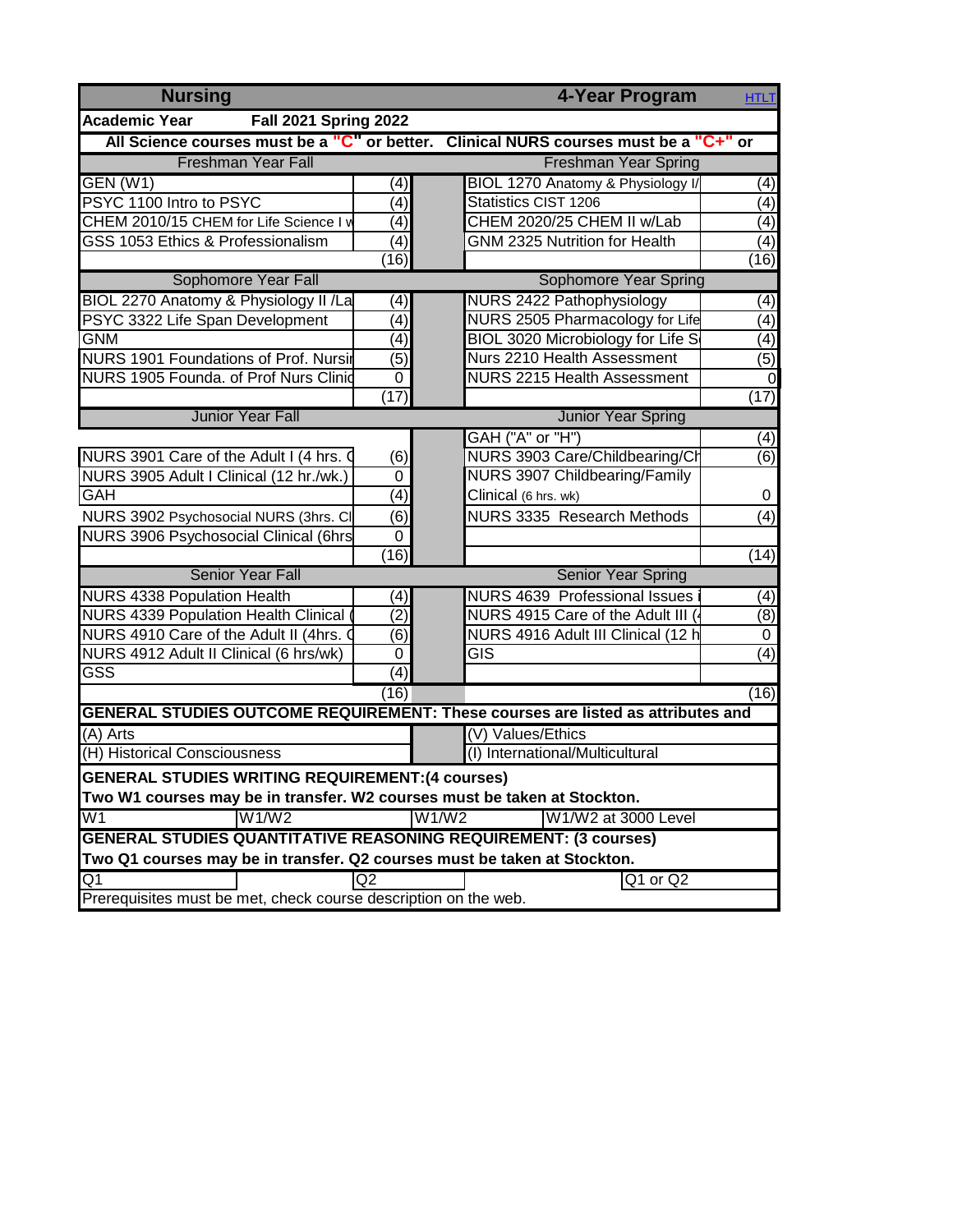# Nursing — 4-Year Program

HTLT

**Academic Year Fall 2021 Spring 2022**

**All Science courses must be a "C" or better. Clinical NURS courses must be a "C+" or**

| Freshman Year Fall | | Freshman Year Spring | |
|---|---|---|---|
| GEN (W1) | (4) | BIOL 1270 Anatomy & Physiology I/ | (4) |
| PSYC 1100 Intro to PSYC | (4) | Statistics CIST 1206 | (4) |
| CHEM 2010/15 CHEM for Life Science I w | (4) | CHEM 2020/25 CHEM II w/Lab | (4) |
| GSS 1053 Ethics & Professionalism | (4) | GNM 2325 Nutrition for Health | (4) |
| | (16) | | (16) |
| **Sophomore Year Fall** | | **Sophomore Year Spring** | |
| BIOL 2270 Anatomy & Physiology II /La | (4) | NURS 2422 Pathophysiology | (4) |
| PSYC 3322 Life Span Development | (4) | NURS 2505 Pharmacology for Life | (4) |
| GNM | (4) | BIOL 3020 Microbiology for Life S | (4) |
| NURS 1901 Foundations of Prof. Nursi | (5) | Nurs 2210 Health Assessment | (5) |
| NURS 1905 Founda. of Prof Nurs Clinic | 0 | NURS 2215 Health Assessment | 0 |
| | (17) | | (17) |
| **Junior Year Fall** | | **Junior Year Spring** | |
| | | GAH ("A" or "H") | (4) |
| NURS 3901 Care of the Adult I (4 hrs. C | (6) | NURS 3903 Care/Childbearing/Ch | (6) |
| NURS 3905 Adult I Clinical (12 hr./wk.) | 0 | NURS 3907 Childbearing/Family Clinical (6 hrs. wk) | 0 |
| GAH | (4) | | |
| NURS 3902 Psychosocial NURS (3hrs. Cl | (6) | NURS 3335 Research Methods | (4) |
| NURS 3906 Psychosocial Clinical (6hrs | 0 | | |
| | (16) | | (14) |
| **Senior Year Fall** | | **Senior Year Spring** | |
| NURS 4338 Population Health | (4) | NURS 4639 Professional Issues i | (4) |
| NURS 4339 Population Health Clinical ( | (2) | NURS 4915 Care of the Adult III (4 | (8) |
| NURS 4910 Care of the Adult II (4hrs. C | (6) | NURS 4916 Adult III Clinical (12 h | 0 |
| NURS 4912 Adult II Clinical (6 hrs/wk) | 0 | GIS | (4) |
| GSS | (4) | | |
| | (16) | | (16) |

**GENERAL STUDIES OUTCOME REQUIREMENT: These courses are listed as attributes and**

| | |
|---|---|
| (A) Arts | (V) Values/Ethics |
| (H) Historical Consciousness | (I) International/Multicultural |

**GENERAL STUDIES WRITING REQUIREMENT:(4 courses)**

**Two W1 courses may be in transfer. W2 courses must be taken at Stockton.**

| | | | |
|---|---|---|---|
| W1 | W1/W2 | W1/W2 | W1/W2 at 3000 Level |

**GENERAL STUDIES QUANTITATIVE REASONING REQUIREMENT: (3 courses)**

**Two Q1 courses may be in transfer. Q2 courses must be taken at Stockton.**

| | | |
|---|---|---|
| Q1 | Q2 | Q1 or Q2 |

Prerequisites must be met, check course description on the web.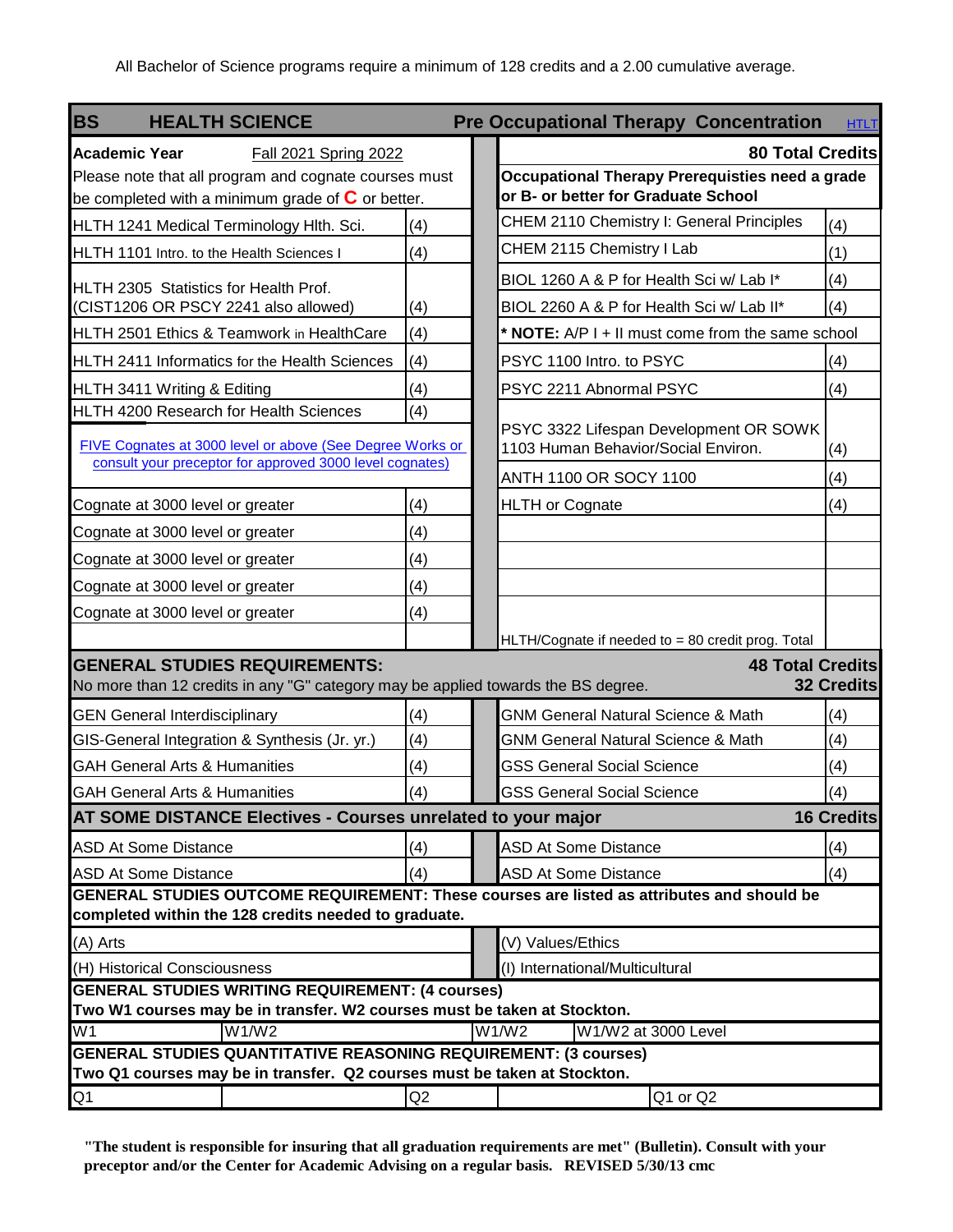All Bachelor of Science programs require a minimum of 128 credits and a 2.00 cumulative average.

| **BS HEALTH SCIENCE** | | | **Pre Occupational Therapy Concentration** | HTLT |
|---|---|---|---|---|
| **Academic Year** Fall 2021 Spring 2022 | | | | **80 Total Credits** |
| Please note that all program and cognate courses must be completed with a minimum grade of **C** or better. | | | **Occupational Therapy Prerequisties need a grade or B- or better for Graduate School** | |
| HLTH 1241 Medical Terminology Hlth. Sci. | (4) | | CHEM 2110 Chemistry I: General Principles | (4) |
| HLTH 1101 Intro. to the Health Sciences I | (4) | | CHEM 2115 Chemistry I Lab | (1) |
| HLTH 2305 Statistics for Health Prof. (CIST1206 OR PSCY 2241 also allowed) | (4) | | BIOL 1260 A & P for Health Sci w/ Lab I* | (4) |
| | | | BIOL 2260 A & P for Health Sci w/ Lab II* | (4) |
| HLTH 2501 Ethics & Teamwork in HealthCare | (4) | | **\* NOTE:** A/P I + II must come from the same school | |
| HLTH 2411 Informatics for the Health Sciences | (4) | | PSYC 1100 Intro. to PSYC | (4) |
| HLTH 3411 Writing & Editing | (4) | | PSYC 2211 Abnormal PSYC | (4) |
| HLTH 4200 Research for Health Sciences | (4) | | PSYC 3322 Lifespan Development OR SOWK 1103 Human Behavior/Social Environ. | (4) |
| FIVE Cognates at 3000 level or above (See Degree Works or consult your preceptor for approved 3000 level cognates) | | | ANTH 1100 OR SOCY 1100 | (4) |
| Cognate at 3000 level or greater | (4) | | HLTH or Cognate | (4) |
| Cognate at 3000 level or greater | (4) | | | |
| Cognate at 3000 level or greater | (4) | | | |
| Cognate at 3000 level or greater | (4) | | | |
| Cognate at 3000 level or greater | (4) | | | |
| | | | HLTH/Cognate if needed to = 80 credit prog. Total | |

| **GENERAL STUDIES REQUIREMENTS:** | | | | **48 Total Credits** |
|---|---|---|---|---|
| No more than 12 credits in any "G" category may be applied towards the BS degree. | | | | **32 Credits** |
| GEN General Interdisciplinary | (4) | | GNM General Natural Science & Math | (4) |
| GIS-General Integration & Synthesis (Jr. yr.) | (4) | | GNM General Natural Science & Math | (4) |
| GAH General Arts & Humanities | (4) | | GSS General Social Science | (4) |
| GAH General Arts & Humanities | (4) | | GSS General Social Science | (4) |
| **AT SOME DISTANCE Electives - Courses unrelated to your major** | | | | **16 Credits** |
| ASD At Some Distance | (4) | | ASD At Some Distance | (4) |
| ASD At Some Distance | (4) | | ASD At Some Distance | (4) |

**GENERAL STUDIES OUTCOME REQUIREMENT: These courses are listed as attributes and should be completed within the 128 credits needed to graduate.**

| | |
|---|---|
| (A) Arts | (V) Values/Ethics |
| (H) Historical Consciousness | (I) International/Multicultural |

**GENERAL STUDIES WRITING REQUIREMENT: (4 courses)**
**Two W1 courses may be in transfer. W2 courses must be taken at Stockton.**

| | | | |
|---|---|---|---|
| W1 | W1/W2 | W1/W2 | W1/W2 at 3000 Level |

**GENERAL STUDIES QUANTITATIVE REASONING REQUIREMENT: (3 courses)**
**Two Q1 courses may be in transfer. Q2 courses must be taken at Stockton.**

| | | | | |
|---|---|---|---|---|
| Q1 | | Q2 | | Q1 or Q2 |

**"The student is responsible for insuring that all graduation requirements are met" (Bulletin). Consult with your preceptor and/or the Center for Academic Advising on a regular basis. REVISED 5/30/13 cmc**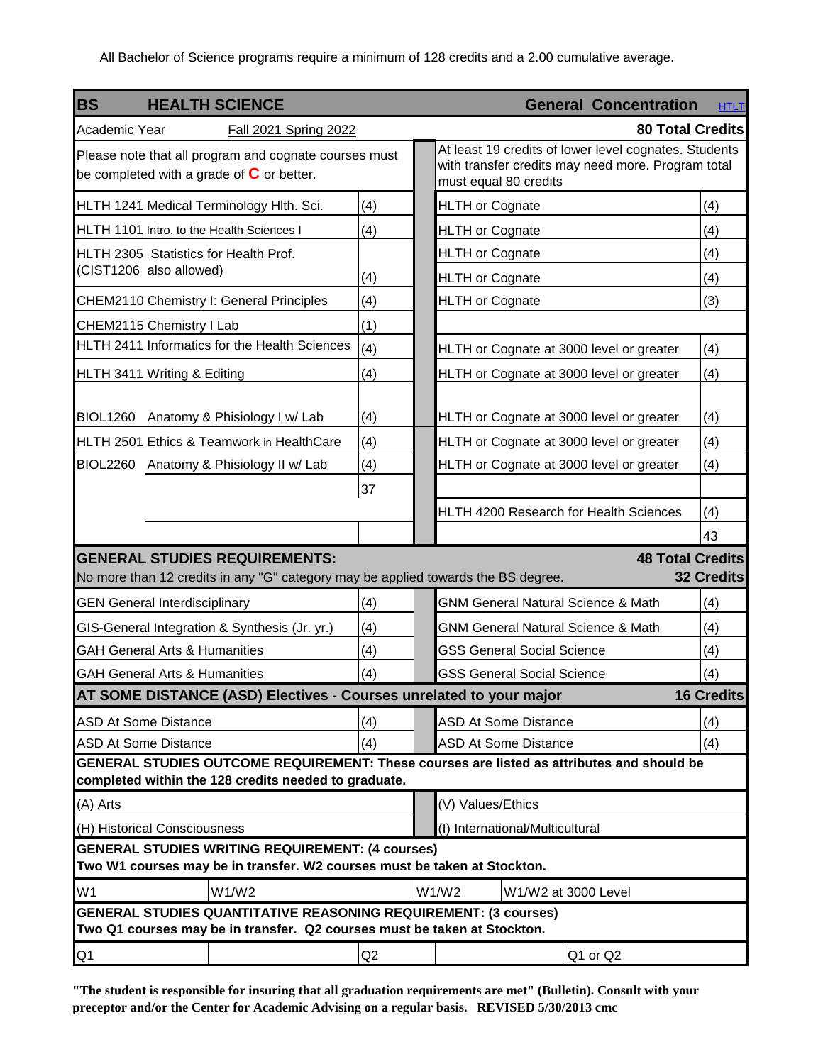All Bachelor of Science programs require a minimum of 128 credits and a 2.00 cumulative average.

| **BS** | **HEALTH SCIENCE** | | **General Concentration** | HTLT |
|---|---|---|---|---|
| Academic Year | Fall 2021 Spring 2022 | | | **80 Total Credits** |
| Please note that all program and cognate courses must be completed with a grade of **C** or better. | | | At least 19 credits of lower level cognates. Students with transfer credits may need more. Program total must equal 80 credits | |
| HLTH 1241 Medical Terminology Hlth. Sci. | (4) | | HLTH or Cognate | (4) |
| HLTH 1101 Intro. to the Health Sciences I | (4) | | HLTH or Cognate | (4) |
| HLTH 2305 Statistics for Health Prof. (CIST1206 also allowed) | (4) | | HLTH or Cognate | (4) |
| | | | HLTH or Cognate | (4) |
| CHEM2110 Chemistry I: General Principles | (4) | | HLTH or Cognate | (3) |
| CHEM2115 Chemistry I Lab | (1) | | | |
| HLTH 2411 Informatics for the Health Sciences | (4) | | HLTH or Cognate at 3000 level or greater | (4) |
| HLTH 3411 Writing & Editing | (4) | | HLTH or Cognate at 3000 level or greater | (4) |
| BIOL1260 Anatomy & Phisiology I w/ Lab | (4) | | HLTH or Cognate at 3000 level or greater | (4) |
| HLTH 2501 Ethics & Teamwork in HealthCare | (4) | | HLTH or Cognate at 3000 level or greater | (4) |
| BIOL2260 Anatomy & Phisiology II w/ Lab | (4) | | HLTH or Cognate at 3000 level or greater | (4) |
| | 37 | | | |
| | | | HLTH 4200 Research for Health Sciences | (4) |
| | | | | 43 |

| **GENERAL STUDIES REQUIREMENTS:** | | | | **48 Total Credits** |
|---|---|---|---|---|
| No more than 12 credits in any "G" category may be applied towards the BS degree. | | | | **32 Credits** |
| GEN General Interdisciplinary | (4) | | GNM General Natural Science & Math | (4) |
| GIS-General Integration & Synthesis (Jr. yr.) | (4) | | GNM General Natural Science & Math | (4) |
| GAH General Arts & Humanities | (4) | | GSS General Social Science | (4) |
| GAH General Arts & Humanities | (4) | | GSS General Social Science | (4) |
| **AT SOME DISTANCE (ASD) Electives - Courses unrelated to your major** | | | | **16 Credits** |
| ASD At Some Distance | (4) | | ASD At Some Distance | (4) |
| ASD At Some Distance | (4) | | ASD At Some Distance | (4) |

**GENERAL STUDIES OUTCOME REQUIREMENT: These courses are listed as attributes and should be completed within the 128 credits needed to graduate.**

| | |
|---|---|
| (A) Arts | (V) Values/Ethics |
| (H) Historical Consciousness | (I) International/Multicultural |

**GENERAL STUDIES WRITING REQUIREMENT: (4 courses)**
**Two W1 courses may be in transfer. W2 courses must be taken at Stockton.**

| | | | |
|---|---|---|---|
| W1 | W1/W2 | W1/W2 | W1/W2 at 3000 Level |

**GENERAL STUDIES QUANTITATIVE REASONING REQUIREMENT: (3 courses)**
**Two Q1 courses may be in transfer. Q2 courses must be taken at Stockton.**

| | | | |
|---|---|---|---|
| Q1 | | Q2 | Q1 or Q2 |

**"The student is responsible for insuring that all graduation requirements are met" (Bulletin). Consult with your preceptor and/or the Center for Academic Advising on a regular basis. REVISED 5/30/2013 cmc**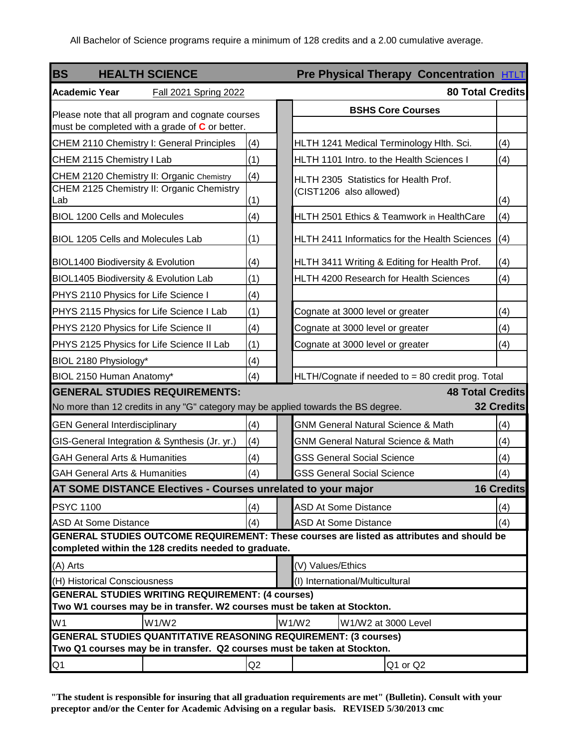All Bachelor of Science programs require a minimum of 128 credits and a 2.00 cumulative average.

| **BS HEALTH SCIENCE** | | | **Pre Physical Therapy Concentration** HTLT | |
|---|---|---|---|---|
| **Academic Year** | Fall 2021 Spring 2022 | | **80 Total Credits** | |
| Please note that all program and cognate courses must be completed with a grade of **C** or better. | | | **BSHS Core Courses** | |
| CHEM 2110 Chemistry I: General Principles | (4) | | HLTH 1241 Medical Terminology Hlth. Sci. | (4) |
| CHEM 2115 Chemistry I Lab | (1) | | HLTH 1101 Intro. to the Health Sciences I | (4) |
| CHEM 2120 Chemistry II: Organic Chemistry | (4) | | HLTH 2305 Statistics for Health Prof. (CIST1206 also allowed) | (4) |
| CHEM 2125 Chemistry II: Organic Chemistry Lab | (1) | | | |
| BIOL 1200 Cells and Molecules | (4) | | HLTH 2501 Ethics & Teamwork in HealthCare | (4) |
| BIOL 1205 Cells and Molecules Lab | (1) | | HLTH 2411 Informatics for the Health Sciences | (4) |
| BIOL1400 Biodiversity & Evolution | (4) | | HLTH 3411 Writing & Editing for Health Prof. | (4) |
| BIOL1405 Biodiversity & Evolution Lab | (1) | | HLTH 4200 Research for Health Sciences | (4) |
| PHYS 2110 Physics for Life Science I | (4) | | | |
| PHYS 2115 Physics for Life Science I Lab | (1) | | Cognate at 3000 level or greater | (4) |
| PHYS 2120 Physics for Life Science II | (4) | | Cognate at 3000 level or greater | (4) |
| PHYS 2125 Physics for Life Science II Lab | (1) | | Cognate at 3000 level or greater | (4) |
| BIOL 2180 Physiology* | (4) | | | |
| BIOL 2150 Human Anatomy* | (4) | | HLTH/Cognate if needed to = 80 credit prog. Total | |
| **GENERAL STUDIES REQUIREMENTS:** | | | **48 Total Credits** | |
| No more than 12 credits in any "G" category may be applied towards the BS degree. | | | **32 Credits** | |
| GEN General Interdisciplinary | (4) | | GNM General Natural Science & Math | (4) |
| GIS-General Integration & Synthesis (Jr. yr.) | (4) | | GNM General Natural Science & Math | (4) |
| GAH General Arts & Humanities | (4) | | GSS General Social Science | (4) |
| GAH General Arts & Humanities | (4) | | GSS General Social Science | (4) |
| **AT SOME DISTANCE Electives - Courses unrelated to your major** | | | **16 Credits** | |
| PSYC 1100 | (4) | | ASD At Some Distance | (4) |
| ASD At Some Distance | (4) | | ASD At Some Distance | (4) |

**GENERAL STUDIES OUTCOME REQUIREMENT: These courses are listed as attributes and should be completed within the 128 credits needed to graduate.**

| | |
|---|---|
| (A) Arts | (V) Values/Ethics |
| (H) Historical Consciousness | (I) International/Multicultural |

**GENERAL STUDIES WRITING REQUIREMENT: (4 courses)**
**Two W1 courses may be in transfer. W2 courses must be taken at Stockton.**

| | | | |
|---|---|---|---|
| W1 | W1/W2 | W1/W2 | W1/W2 at 3000 Level |

**GENERAL STUDIES QUANTITATIVE REASONING REQUIREMENT: (3 courses)**
**Two Q1 courses may be in transfer. Q2 courses must be taken at Stockton.**

| | | | |
|---|---|---|---|
| Q1 | | Q2 | Q1 or Q2 |

**"The student is responsible for insuring that all graduation requirements are met" (Bulletin). Consult with your preceptor and/or the Center for Academic Advising on a regular basis. REVISED 5/30/2013 cmc**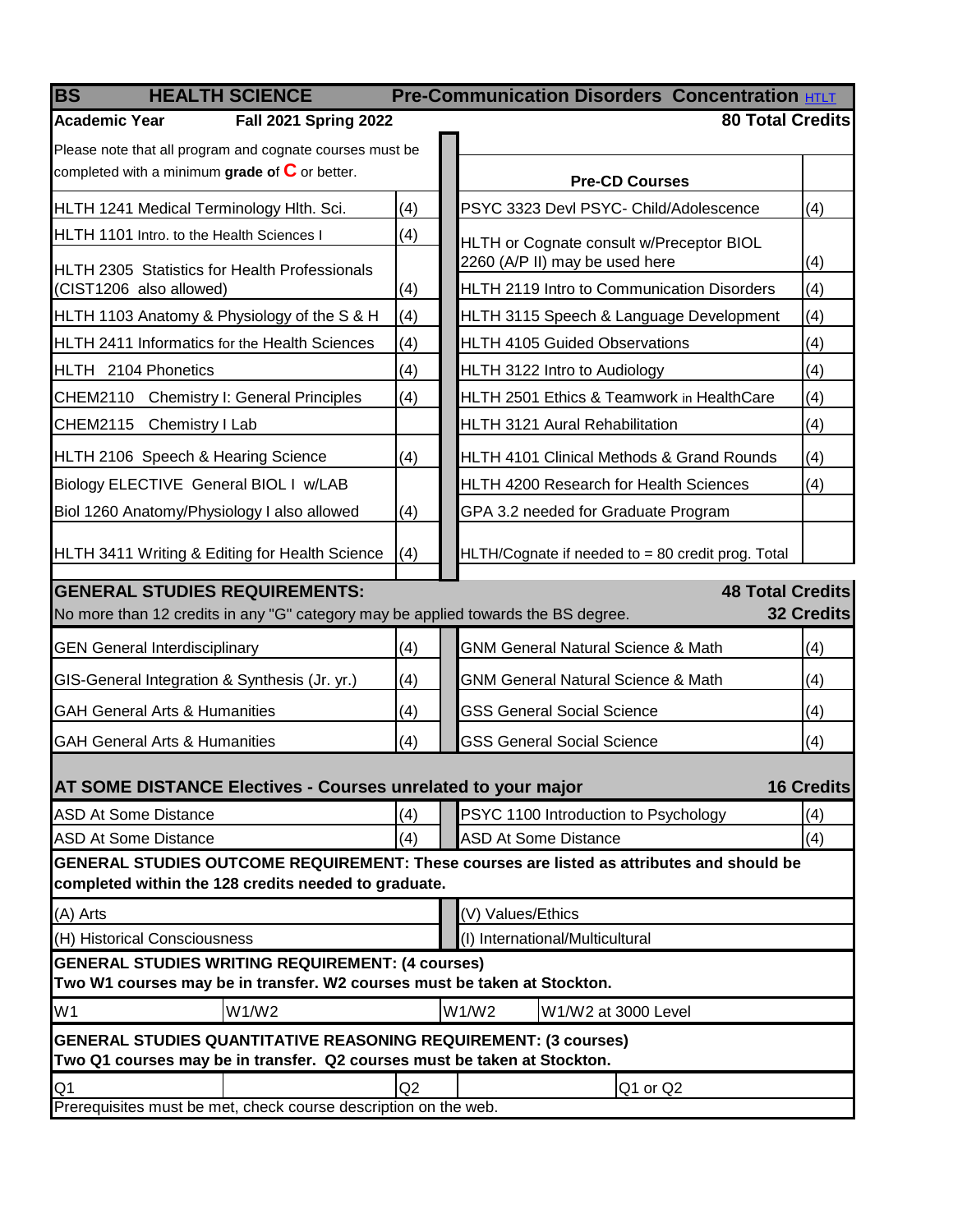# BS HEALTH SCIENCE Pre-Communication Disorders Concentration HTLT

**Academic Year** **Fall 2021 Spring 2022** **80 Total Credits**

Please note that all program and cognate courses must be completed with a minimum **grade of C** or better.

| Course | Credits | Pre-CD Courses | Credits |
|---|---|---|---|
| HLTH 1241 Medical Terminology Hlth. Sci. | (4) | PSYC 3323 Devl PSYC- Child/Adolescence | (4) |
| HLTH 1101 Intro. to the Health Sciences I | (4) | HLTH or Cognate consult w/Preceptor BIOL 2260 (A/P II) may be used here | (4) |
| HLTH 2305 Statistics for Health Professionals (CIST1206 also allowed) | (4) | HLTH 2119 Intro to Communication Disorders | (4) |
| HLTH 1103 Anatomy & Physiology of the S & H | (4) | HLTH 3115 Speech & Language Development | (4) |
| HLTH 2411 Informatics for the Health Sciences | (4) | HLTH 4105 Guided Observations | (4) |
| HLTH 2104 Phonetics | (4) | HLTH 3122 Intro to Audiology | (4) |
| CHEM2110 Chemistry I: General Principles | (4) | HLTH 2501 Ethics & Teamwork in HealthCare | (4) |
| CHEM2115 Chemistry I Lab | | HLTH 3121 Aural Rehabilitation | (4) |
| HLTH 2106 Speech & Hearing Science | (4) | HLTH 4101 Clinical Methods & Grand Rounds | (4) |
| Biology ELECTIVE General BIOL I w/LAB | | HLTH 4200 Research for Health Sciences | (4) |
| Biol 1260 Anatomy/Physiology I also allowed | (4) | GPA 3.2 needed for Graduate Program | |
| HLTH 3411 Writing & Editing for Health Science | (4) | HLTH/Cognate if needed to = 80 credit prog. Total | |

## GENERAL STUDIES REQUIREMENTS: 48 Total Credits

No more than 12 credits in any "G" category may be applied towards the BS degree. **32 Credits**

| Course | Credits | Course | Credits |
|---|---|---|---|
| GEN General Interdisciplinary | (4) | GNM General Natural Science & Math | (4) |
| GIS-General Integration & Synthesis (Jr. yr.) | (4) | GNM General Natural Science & Math | (4) |
| GAH General Arts & Humanities | (4) | GSS General Social Science | (4) |
| GAH General Arts & Humanities | (4) | GSS General Social Science | (4) |

## AT SOME DISTANCE Electives - Courses unrelated to your major 16 Credits

| Course | Credits | Course | Credits |
|---|---|---|---|
| ASD At Some Distance | (4) | PSYC 1100 Introduction to Psychology | (4) |
| ASD At Some Distance | (4) | ASD At Some Distance | (4) |

**GENERAL STUDIES OUTCOME REQUIREMENT: These courses are listed as attributes and should be completed within the 128 credits needed to graduate.**

| | |
|---|---|
| (A) Arts | (V) Values/Ethics |
| (H) Historical Consciousness | (I) International/Multicultural |

**GENERAL STUDIES WRITING REQUIREMENT: (4 courses)**
**Two W1 courses may be in transfer. W2 courses must be taken at Stockton.**

| | | | |
|---|---|---|---|
| W1 | W1/W2 | W1/W2 | W1/W2 at 3000 Level |

**GENERAL STUDIES QUANTITATIVE REASONING REQUIREMENT: (3 courses)**
**Two Q1 courses may be in transfer. Q2 courses must be taken at Stockton.**

| | | |
|---|---|---|
| Q1 | Q2 | Q1 or Q2 |

Prerequisites must be met, check course description on the web.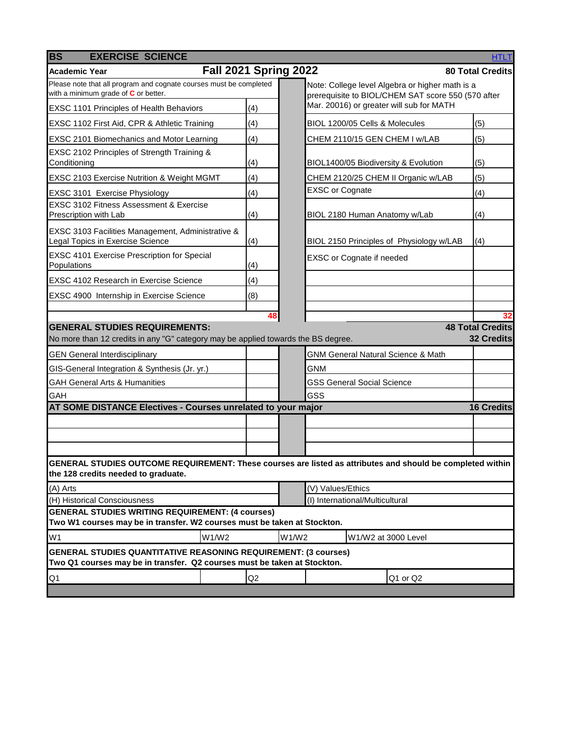## BS EXERCISE SCIENCE

HTLT

| Academic Year | Fall 2021 Spring 2022 | | 80 Total Credits |
|---|---|---|---|
| Please note that all program and cognate courses must be completed with a minimum grade of **C** or better. | | Note: College level Algebra or higher math is a prerequisite to BIOL/CHEM SAT score 550 (570 after Mar. 20016) or greater will sub for MATH | |
| EXSC 1101 Principles of Health Behaviors | (4) | | |
| EXSC 1102 First Aid, CPR & Athletic Training | (4) | BIOL 1200/05 Cells & Molecules | (5) |
| EXSC 2101 Biomechanics and Motor Learning | (4) | CHEM 2110/15 GEN CHEM I w/LAB | (5) |
| EXSC 2102 Principles of Strength Training & Conditioning | (4) | BIOL1400/05 Biodiversity & Evolution | (5) |
| EXSC 2103 Exercise Nutrition & Weight MGMT | (4) | CHEM 2120/25 CHEM II Organic w/LAB | (5) |
| EXSC 3101 Exercise Physiology | (4) | EXSC or Cognate | (4) |
| EXSC 3102 Fitness Assessment & Exercise Prescription with Lab | (4) | BIOL 2180 Human Anatomy w/Lab | (4) |
| EXSC 3103 Facilities Management, Administrative & Legal Topics in Exercise Science | (4) | BIOL 2150 Principles of Physiology w/LAB | (4) |
| EXSC 4101 Exercise Prescription for Special Populations | (4) | EXSC or Cognate if needed | |
| EXSC 4102 Research in Exercise Science | (4) | | |
| EXSC 4900 Internship in Exercise Science | (8) | | |
| | 48 | | 32 |

### GENERAL STUDIES REQUIREMENTS: 48 Total Credits

No more than 12 credits in any "G" category may be applied towards the BS degree. **32 Credits**

| | | | |
|---|---|---|---|
| GEN General Interdisciplinary | | GNM General Natural Science & Math | |
| GIS-General Integration & Synthesis (Jr. yr.) | | GNM | |
| GAH General Arts & Humanities | | GSS General Social Science | |
| GAH | | GSS | |

### AT SOME DISTANCE Electives - Courses unrelated to your major — 16 Credits

| | | | |
|---|---|---|---|
| | | | |
| | | | |
| | | | |

**GENERAL STUDIES OUTCOME REQUIREMENT: These courses are listed as attributes and should be completed within the 128 credits needed to graduate.**

| | |
|---|---|
| (A) Arts | (V) Values/Ethics |
| (H) Historical Consciousness | (I) International/Multicultural |

**GENERAL STUDIES WRITING REQUIREMENT: (4 courses)**
**Two W1 courses may be in transfer. W2 courses must be taken at Stockton.**

| W1 | W1/W2 | W1/W2 | W1/W2 at 3000 Level |
|---|---|---|---|

**GENERAL STUDIES QUANTITATIVE REASONING REQUIREMENT: (3 courses)**
**Two Q1 courses may be in transfer. Q2 courses must be taken at Stockton.**

| Q1 | Q2 | Q1 or Q2 |
|---|---|---|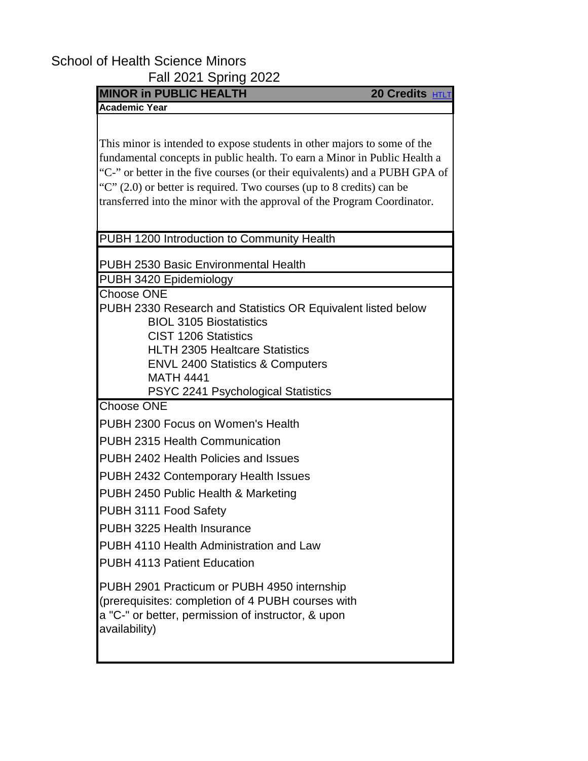# School of Health Science Minors

Fall 2021 Spring 2022

**MINOR in PUBLIC HEALTH** — **20 Credits** HTLT

**Academic Year**

This minor is intended to expose students in other majors to some of the fundamental concepts in public health. To earn a Minor in Public Health a "C-" or better in the five courses (or their equivalents) and a PUBH GPA of "C" (2.0) or better is required. Two courses (up to 8 credits) can be transferred into the minor with the approval of the Program Coordinator.

PUBH 1200 Introduction to Community Health

PUBH 2530 Basic Environmental Health

PUBH 3420 Epidemiology

Choose ONE

PUBH 2330 Research and Statistics OR Equivalent listed below

- BIOL 3105 Biostatistics
- CIST 1206 Statistics
- HLTH 2305 Healcare Statistics
- ENVL 2400 Statistics & Computers
- MATH 4441
- PSYC 2241 Psychological Statistics

Choose ONE

- PUBH 2300 Focus on Women's Health
- PUBH 2315 Health Communication
- PUBH 2402 Health Policies and Issues
- PUBH 2432 Contemporary Health Issues
- PUBH 2450 Public Health & Marketing
- PUBH 3111 Food Safety
- PUBH 3225 Health Insurance
- PUBH 4110 Health Administration and Law
- PUBH 4113 Patient Education
- PUBH 2901 Practicum or PUBH 4950 internship (prerequisites: completion of 4 PUBH courses with a "C-" or better, permission of instructor, & upon availability)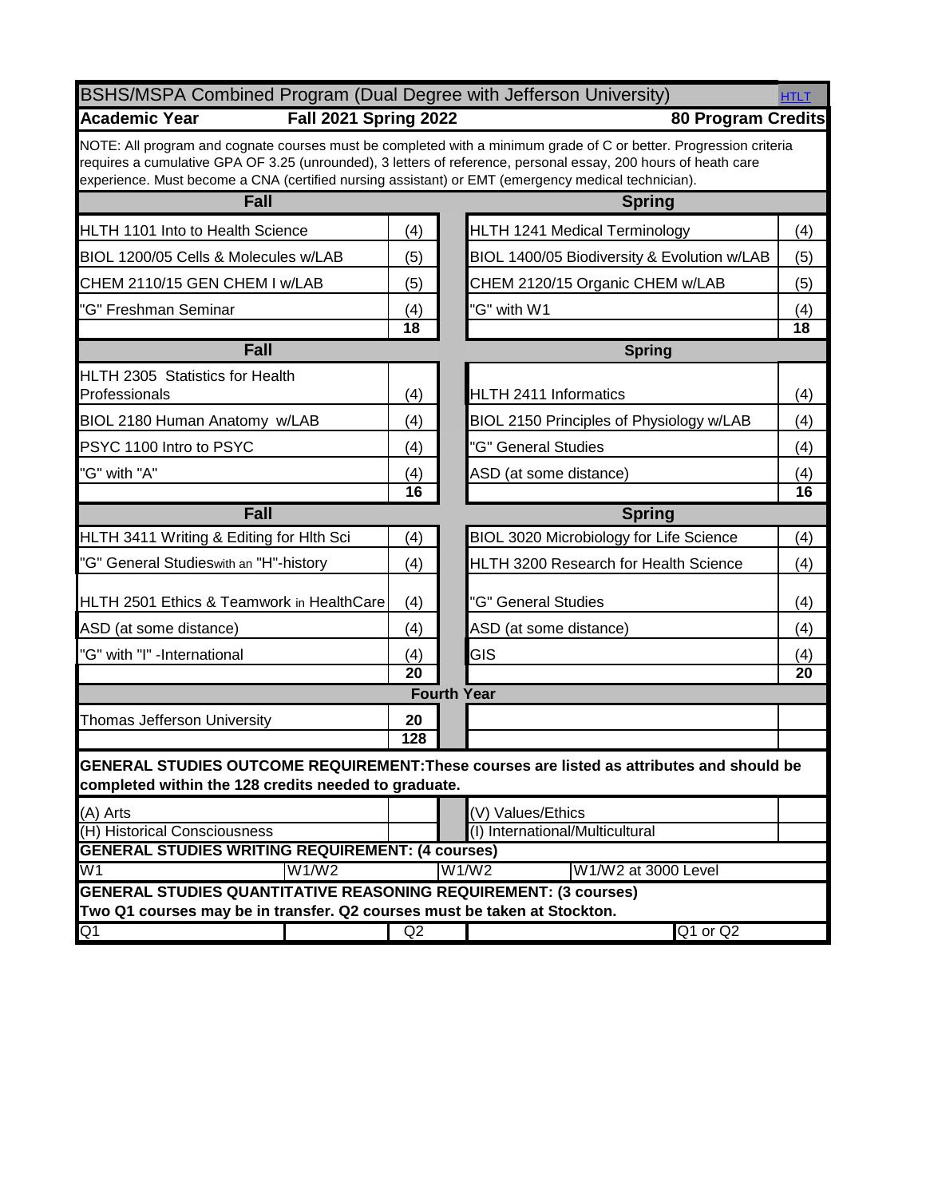## BSHS/MSPA Combined Program (Dual Degree with Jefferson University) HTLT

**Academic Year** **Fall 2021 Spring 2022** **80 Program Credits**

NOTE: All program and cognate courses must be completed with a minimum grade of C or better. Progression criteria requires a cumulative GPA OF 3.25 (unrounded), 3 letters of reference, personal essay, 200 hours of heath care experience. Must become a CNA (certified nursing assistant) or EMT (emergency medical technician).

| Fall | | Spring | |
|---|---|---|---|
| HLTH 1101 Into to Health Science | (4) | HLTH 1241 Medical Terminology | (4) |
| BIOL 1200/05 Cells & Molecules w/LAB | (5) | BIOL 1400/05 Biodiversity & Evolution w/LAB | (5) |
| CHEM 2110/15 GEN CHEM I w/LAB | (5) | CHEM 2120/15 Organic CHEM w/LAB | (5) |
| "G" Freshman Seminar | (4) | "G" with W1 | (4) |
| | **18** | | **18** |
| **Fall** | | **Spring** | |
| HLTH 2305 Statistics for Health Professionals | (4) | HLTH 2411 Informatics | (4) |
| BIOL 2180 Human Anatomy w/LAB | (4) | BIOL 2150 Principles of Physiology w/LAB | (4) |
| PSYC 1100 Intro to PSYC | (4) | "G" General Studies | (4) |
| "G" with "A" | (4) | ASD (at some distance) | (4) |
| | **16** | | **16** |
| **Fall** | | **Spring** | |
| HLTH 3411 Writing & Editing for Hlth Sci | (4) | BIOL 3020 Microbiology for Life Science | (4) |
| "G" General Studies with an "H"-history | (4) | HLTH 3200 Research for Health Science | (4) |
| HLTH 2501 Ethics & Teamwork in HealthCare | (4) | "G" General Studies | (4) |
| ASD (at some distance) | (4) | ASD (at some distance) | (4) |
| "G" with "I" -International | (4) | GIS | (4) |
| | **20** | | **20** |
| **Fourth Year** | | | |
| Thomas Jefferson University | **20** | | |
| | **128** | | |

**GENERAL STUDIES OUTCOME REQUIREMENT: These courses are listed as attributes and should be completed within the 128 credits needed to graduate.**

| | | | |
|---|---|---|---|
| (A) Arts | | (V) Values/Ethics | |
| (H) Historical Consciousness | | (I) International/Multicultural | |

**GENERAL STUDIES WRITING REQUIREMENT: (4 courses)**

| W1 | W1/W2 | W1/W2 | W1/W2 at 3000 Level |
|---|---|---|---|

**GENERAL STUDIES QUANTITATIVE REASONING REQUIREMENT: (3 courses)**
**Two Q1 courses may be in transfer. Q2 courses must be taken at Stockton.**

| Q1 | | Q2 | | Q1 or Q2 | |
|---|---|---|---|---|---|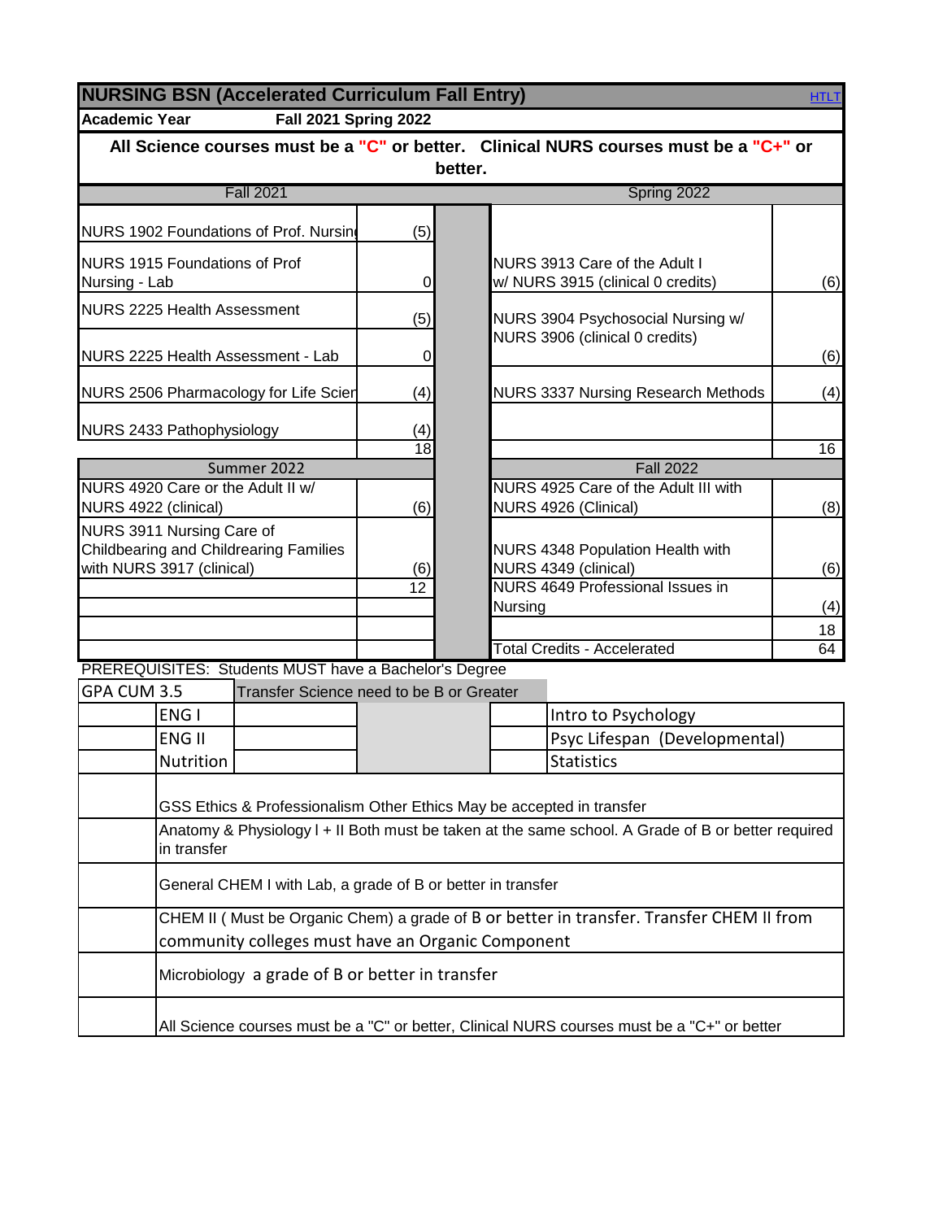## NURSING BSN (Accelerated Curriculum Fall Entry)

HTLT

**Academic Year** **Fall 2021 Spring 2022**

**All Science courses must be a "C" or better. Clinical NURS courses must be a "C+" or better.**

| Fall 2021 | | | Spring 2022 | |
|---|---|---|---|---|
| NURS 1902 Foundations of Prof. Nursin | (5) | | | |
| NURS 1915 Foundations of Prof Nursing - Lab | 0 | | NURS 3913 Care of the Adult I w/ NURS 3915 (clinical 0 credits) | (6) |
| NURS 2225 Health Assessment | (5) | | NURS 3904 Psychosocial Nursing w/ NURS 3906 (clinical 0 credits) | (6) |
| NURS 2225 Health Assessment - Lab | 0 | | | |
| NURS 2506 Pharmacology for Life Scien | (4) | | NURS 3337 Nursing Research Methods | (4) |
| NURS 2433 Pathophysiology | (4) | | | |
| | 18 | | | 16 |
| **Summer 2022** | | | **Fall 2022** | |
| NURS 4920 Care or the Adult II w/ NURS 4922 (clinical) | (6) | | NURS 4925 Care of the Adult III with NURS 4926 (Clinical) | (8) |
| NURS 3911 Nursing Care of Childbearing and Childrearing Families with NURS 3917 (clinical) | (6) | | NURS 4348 Population Health with NURS 4349 (clinical) | (6) |
| | 12 | | NURS 4649 Professional Issues in Nursing | (4) |
| | | | | 18 |
| | | | Total Credits - Accelerated | 64 |

PREREQUISITES: Students MUST have a Bachelor's Degree

| GPA CUM 3.5 | Transfer Science need to be B or Greater | | | |
|---|---|---|---|---|
| | ENG I | | | Intro to Psychology |
| | ENG II | | | Psyc Lifespan (Developmental) |
| | Nutrition | | | Statistics |

| | |
|---|---|
| | GSS Ethics & Professionalism Other Ethics May be accepted in transfer |
| | Anatomy & Physiology I + II Both must be taken at the same school. A Grade of B or better required in transfer |
| | General CHEM I with Lab, a grade of B or better in transfer |
| | CHEM II ( Must be Organic Chem) a grade of B or better in transfer. Transfer CHEM II from community colleges must have an Organic Component |
| | Microbiology a grade of B or better in transfer |
| | All Science courses must be a "C" or better, Clinical NURS courses must be a "C+" or better |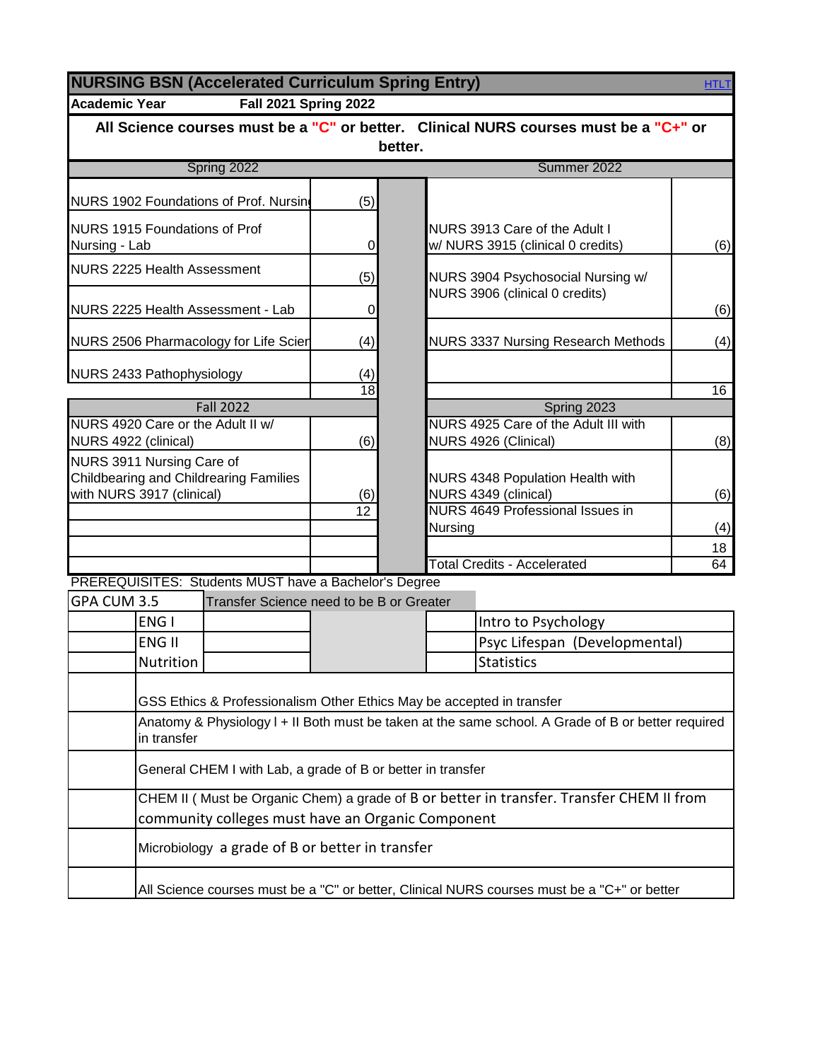# NURSING BSN (Accelerated Curriculum Spring Entry)

HTLT

**Academic Year** **Fall 2021 Spring 2022**

**All Science courses must be a "C" or better. Clinical NURS courses must be a "C+" or better.**

| Spring 2022 | | Summer 2022 | |
|---|---|---|---|
| NURS 1902 Foundations of Prof. Nursin | (5) | | |
| NURS 1915 Foundations of Prof Nursing - Lab | 0 | NURS 3913 Care of the Adult I w/ NURS 3915 (clinical 0 credits) | (6) |
| NURS 2225 Health Assessment | (5) | NURS 3904 Psychosocial Nursing w/ NURS 3906 (clinical 0 credits) | |
| NURS 2225 Health Assessment - Lab | 0 | | (6) |
| NURS 2506 Pharmacology for Life Scier | (4) | NURS 3337 Nursing Research Methods | (4) |
| NURS 2433 Pathophysiology | (4) | | |
| | 18 | | 16 |
| **Fall 2022** | | **Spring 2023** | |
| NURS 4920 Care or the Adult II w/ NURS 4922 (clinical) | (6) | NURS 4925 Care of the Adult III with NURS 4926 (Clinical) | (8) |
| NURS 3911 Nursing Care of Childbearing and Childrearing Families with NURS 3917 (clinical) | (6) | NURS 4348 Population Health with NURS 4349 (clinical) | (6) |
| | 12 | NURS 4649 Professional Issues in Nursing | (4) |
| | | | 18 |
| | | Total Credits - Accelerated | 64 |

PREREQUISITES: Students MUST have a Bachelor's Degree

| GPA CUM 3.5 | | Transfer Science need to be B or Greater | | | |
|---|---|---|---|---|---|
| | ENG I | | | | Intro to Psychology |
| | ENG II | | | | Psyc Lifespan (Developmental) |
| | Nutrition | | | | Statistics |

| | |
|---|---|
| | GSS Ethics & Professionalism Other Ethics May be accepted in transfer |
| | Anatomy & Physiology I + II Both must be taken at the same school. A Grade of B or better required in transfer |
| | General CHEM I with Lab, a grade of B or better in transfer |
| | CHEM II ( Must be Organic Chem) a grade of B or better in transfer. Transfer CHEM II from community colleges must have an Organic Component |
| | Microbiology a grade of B or better in transfer |
| | All Science courses must be a "C" or better, Clinical NURS courses must be a "C+" or better |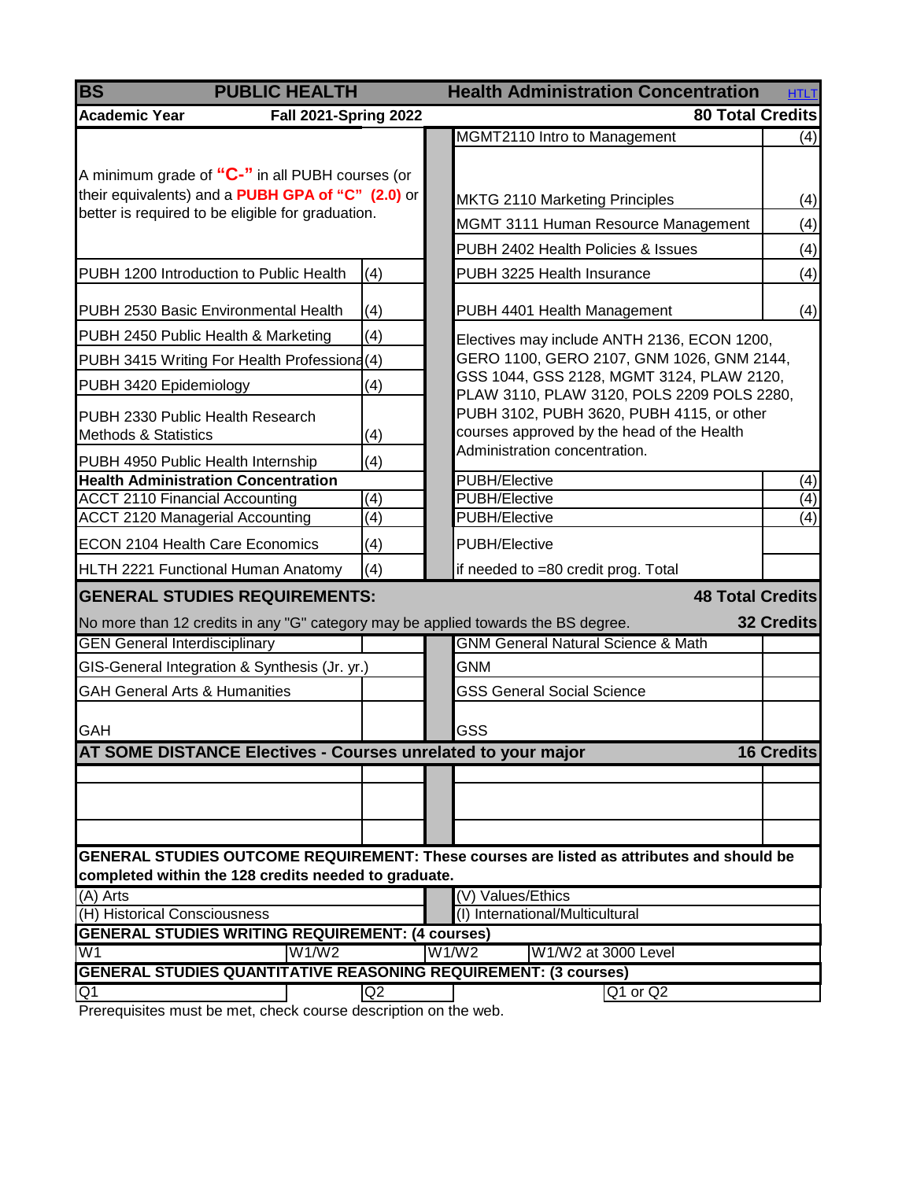| BS | PUBLIC HEALTH | Health Administration Concentration | HTLT |
|---|---|---|---|
| **Academic Year** | **Fall 2021-Spring 2022** | **80 Total Credits** | |
| A minimum grade of "C-" in all PUBH courses (or their equivalents) and a PUBH GPA of "C" (2.0) or better is required to be eligible for graduation. | | MGMT2110 Intro to Management | (4) |
| | | MKTG 2110 Marketing Principles | (4) |
| | | MGMT 3111 Human Resource Management | (4) |
| | | PUBH 2402 Health Policies & Issues | (4) |
| PUBH 1200 Introduction to Public Health | (4) | PUBH 3225 Health Insurance | (4) |
| PUBH 2530 Basic Environmental Health | (4) | PUBH 4401 Health Management | (4) |
| PUBH 2450 Public Health & Marketing | (4) | Electives may include ANTH 2136, ECON 1200, GERO 1100, GERO 2107, GNM 1026, GNM 2144, GSS 1044, GSS 2128, MGMT 3124, PLAW 2120, PLAW 3110, PLAW 3120, POLS 2209 POLS 2280, PUBH 3102, PUBH 3620, PUBH 4115, or other courses approved by the head of the Health Administration concentration. | |
| PUBH 3415 Writing For Health Professiona | (4) | | |
| PUBH 3420 Epidemiology | (4) | | |
| PUBH 2330 Public Health Research Methods & Statistics | (4) | | |
| PUBH 4950 Public Health Internship | (4) | | |
| **Health Administration Concentration** | | PUBH/Elective | (4) |
| ACCT 2110 Financial Accounting | (4) | PUBH/Elective | (4) |
| ACCT 2120 Managerial Accounting | (4) | PUBH/Elective | (4) |
| ECON 2104 Health Care Economics | (4) | PUBH/Elective | |
| HLTH 2221 Functional Human Anatomy | (4) | if needed to =80 credit prog. Total | |
| **GENERAL STUDIES REQUIREMENTS:** | | **48 Total Credits** | |
| No more than 12 credits in any "G" category may be applied towards the BS degree. | | **32 Credits** | |
| GEN General Interdisciplinary | | GNM General Natural Science & Math | |
| GIS-General Integration & Synthesis (Jr. yr.) | | GNM | |
| GAH General Arts & Humanities | | GSS General Social Science | |
| GAH | | GSS | |
| **AT SOME DISTANCE Electives - Courses unrelated to your major** | | **16 Credits** | |
| | | | |
| | | | |
| | | | |

**GENERAL STUDIES OUTCOME REQUIREMENT: These courses are listed as attributes and should be completed within the 128 credits needed to graduate.**

| | |
|---|---|
| (A) Arts | (V) Values/Ethics |
| (H) Historical Consciousness | (I) International/Multicultural |

**GENERAL STUDIES WRITING REQUIREMENT: (4 courses)**

| | | | |
|---|---|---|---|
| W1 | W1/W2 | W1/W2 | W1/W2 at 3000 Level |

**GENERAL STUDIES QUANTITATIVE REASONING REQUIREMENT: (3 courses)**

| | | |
|---|---|---|
| Q1 | Q2 | Q1 or Q2 |

Prerequisites must be met, check course description on the web.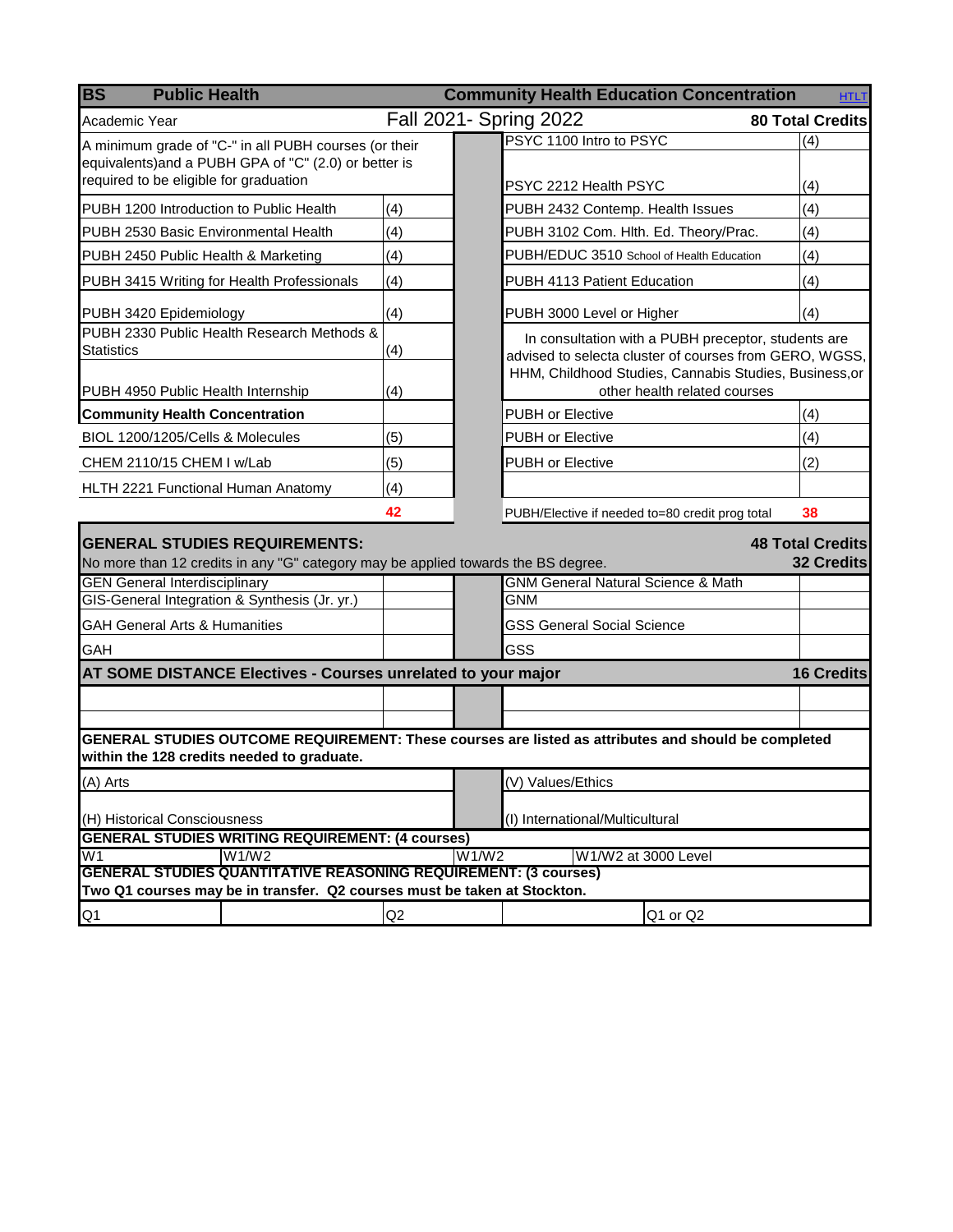| BS Public Health | | | Community Health Education Concentration | HTLT |
|---|---|---|---|---|
| Academic Year | Fall 2021- Spring 2022 | | | **80 Total Credits** |
| A minimum grade of "C-" in all PUBH courses (or their equivalents)and a PUBH GPA of "C" (2.0) or better is required to be eligible for graduation | | | PSYC 1100 Intro to PSYC | (4) |
| | | | PSYC 2212 Health PSYC | (4) |
| PUBH 1200 Introduction to Public Health | (4) | | PUBH 2432 Contemp. Health Issues | (4) |
| PUBH 2530 Basic Environmental Health | (4) | | PUBH 3102 Com. Hlth. Ed. Theory/Prac. | (4) |
| PUBH 2450 Public Health & Marketing | (4) | | PUBH/EDUC 3510 School of Health Education | (4) |
| PUBH 3415 Writing for Health Professionals | (4) | | PUBH 4113 Patient Education | (4) |
| PUBH 3420 Epidemiology | (4) | | PUBH 3000 Level or Higher | (4) |
| PUBH 2330 Public Health Research Methods & Statistics | (4) | | In consultation with a PUBH preceptor, students are advised to selecta cluster of courses from GERO, WGSS, HHM, Childhood Studies, Cannabis Studies, Business,or other health related courses | |
| PUBH 4950 Public Health Internship | (4) | | | |
| **Community Health Concentration** | | | PUBH or Elective | (4) |
| BIOL 1200/1205/Cells & Molecules | (5) | | PUBH or Elective | (4) |
| CHEM 2110/15 CHEM I w/Lab | (5) | | PUBH or Elective | (2) |
| HLTH 2221 Functional Human Anatomy | (4) | | | |
| | **42** | | PUBH/Elective if needed to=80 credit prog total | **38** |

**GENERAL STUDIES REQUIREMENTS:** **48 Total Credits**

No more than 12 credits in any "G" category may be applied towards the BS degree. **32 Credits**

| | | | | |
|---|---|---|---|---|
| GEN General Interdisciplinary | | | GNM General Natural Science & Math | |
| GIS-General Integration & Synthesis (Jr. yr.) | | | GNM | |
| GAH General Arts & Humanities | | | GSS General Social Science | |
| GAH | | | GSS | |

**AT SOME DISTANCE Electives - Courses unrelated to your major** **16 Credits**

| | | | | |
|---|---|---|---|---|
| | | | | |
| | | | | |

**GENERAL STUDIES OUTCOME REQUIREMENT: These courses are listed as attributes and should be completed within the 128 credits needed to graduate.**

| | | |
|---|---|---|
| (A) Arts | | (V) Values/Ethics |
| (H) Historical Consciousness | | (I) International/Multicultural |

**GENERAL STUDIES WRITING REQUIREMENT: (4 courses)**

| | | | |
|---|---|---|---|
| W1 | W1/W2 | W1/W2 | W1/W2 at 3000 Level |

**GENERAL STUDIES QUANTITATIVE REASONING REQUIREMENT: (3 courses)**
**Two Q1 courses may be in transfer. Q2 courses must be taken at Stockton.**

| | | | | | |
|---|---|---|---|---|---|
| Q1 | | Q2 | | Q1 or Q2 | |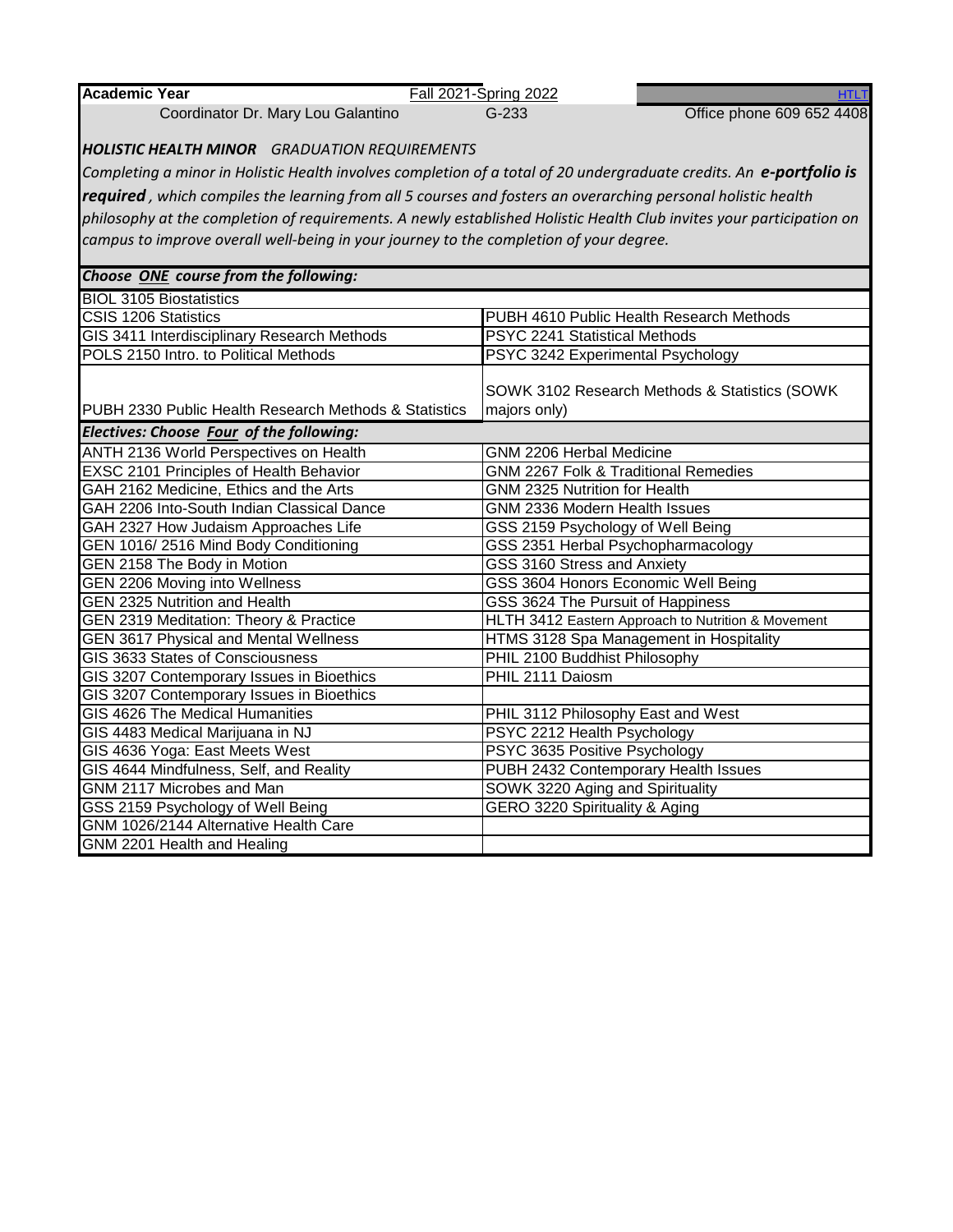| **Academic Year** | Fall 2021-Spring 2022 | HTLT |
|---|---|---|
| Coordinator Dr. Mary Lou Galantino | G-233 | Office phone 609 652 4408 |

***HOLISTIC HEALTH MINOR*** *GRADUATION REQUIREMENTS*

*Completing a minor in Holistic Health involves completion of a total of 20 undergraduate credits. An* ***e-portfolio is required*** *, which compiles the learning from all 5 courses and fosters an overarching personal holistic health philosophy at the completion of requirements. A newly established Holistic Health Club invites your participation on campus to improve overall well-being in your journey to the completion of your degree.*

| | |
|---|---|
| ***Choose ONE course from the following:*** | |
| BIOL 3105 Biostatistics | |
| CSIS 1206 Statistics | PUBH 4610 Public Health Research Methods |
| GIS 3411 Interdisciplinary Research Methods | PSYC 2241 Statistical Methods |
| POLS 2150 Intro. to Political Methods | PSYC 3242 Experimental Psychology |
| PUBH 2330 Public Health Research Methods & Statistics | SOWK 3102 Research Methods & Statistics (SOWK majors only) |
| ***Electives: Choose Four of the following:*** | |
| ANTH 2136 World Perspectives on Health | GNM 2206 Herbal Medicine |
| EXSC 2101 Principles of Health Behavior | GNM 2267 Folk & Traditional Remedies |
| GAH 2162 Medicine, Ethics and the Arts | GNM 2325 Nutrition for Health |
| GAH 2206 Into-South Indian Classical Dance | GNM 2336 Modern Health Issues |
| GAH 2327 How Judaism Approaches Life | GSS 2159 Psychology of Well Being |
| GEN 1016/ 2516 Mind Body Conditioning | GSS 2351 Herbal Psychopharmacology |
| GEN 2158 The Body in Motion | GSS 3160 Stress and Anxiety |
| GEN 2206 Moving into Wellness | GSS 3604 Honors Economic Well Being |
| GEN 2325 Nutrition and Health | GSS 3624 The Pursuit of Happiness |
| GEN 2319 Meditation: Theory & Practice | HLTH 3412 Eastern Approach to Nutrition & Movement |
| GEN 3617 Physical and Mental Wellness | HTMS 3128 Spa Management in Hospitality |
| GIS 3633 States of Consciousness | PHIL 2100 Buddhist Philosophy |
| GIS 3207 Contemporary Issues in Bioethics | PHIL 2111 Daiosm |
| GIS 3207 Contemporary Issues in Bioethics | |
| GIS 4626 The Medical Humanities | PHIL 3112 Philosophy East and West |
| GIS 4483 Medical Marijuana in NJ | PSYC 2212 Health Psychology |
| GIS 4636 Yoga: East Meets West | PSYC 3635 Positive Psychology |
| GIS 4644 Mindfulness, Self, and Reality | PUBH 2432 Contemporary Health Issues |
| GNM 2117 Microbes and Man | SOWK 3220 Aging and Spirituality |
| GSS 2159 Psychology of Well Being | GERO 3220 Spirituality & Aging |
| GNM 1026/2144 Alternative Health Care | |
| GNM 2201 Health and Healing | |